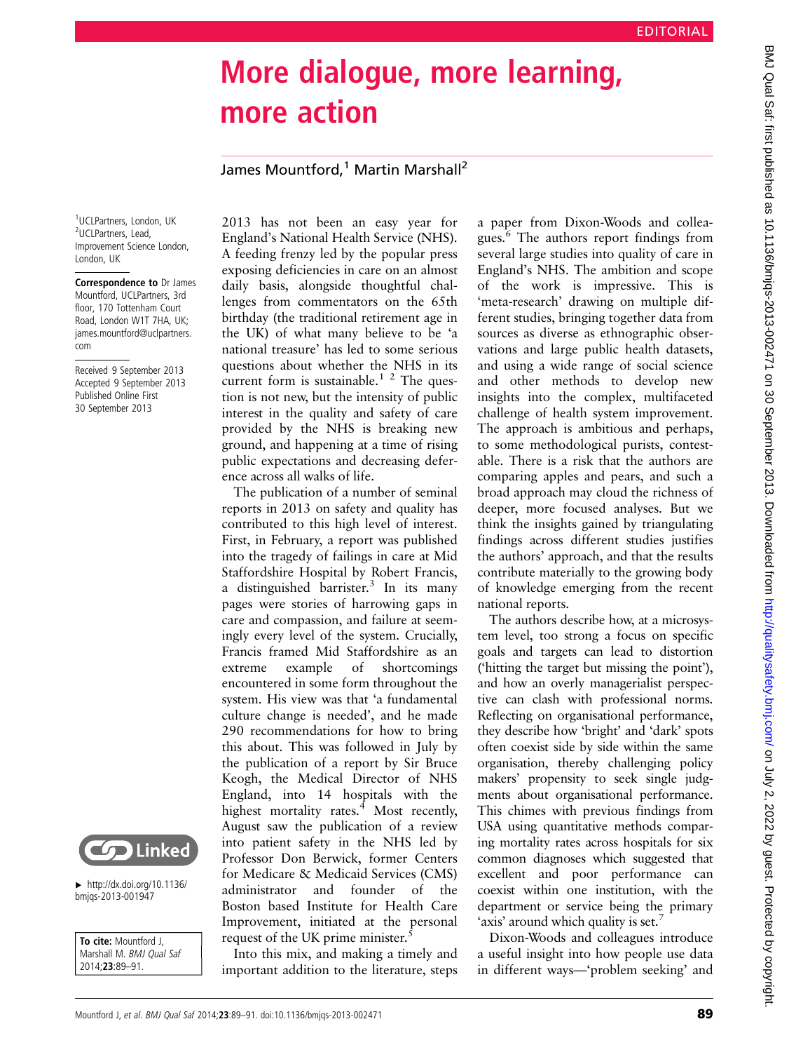EDITORIAL

# More dialogue, more learning, more action

James Mountford,[1] Martin Marshall[2]

[1]UCLPartners, London, UK
[2]UCLPartners, Lead, Improvement Science London, London, UK

**Correspondence to** Dr James Mountford, UCLPartners, 3rd floor, 170 Tottenham Court Road, London W1T 7HA, UK; james.mountford@uclpartners.com

Received 9 September 2013
Accepted 9 September 2013
Published Online First 30 September 2013

Linked

► http://dx.doi.org/10.1136/bmjqs-2013-001947

**To cite:** Mountford J, Marshall M. *BMJ Qual Saf* 2014;**23**:89–91.

2013 has not been an easy year for England's National Health Service (NHS). A feeding frenzy led by the popular press exposing deficiencies in care on an almost daily basis, alongside thoughtful challenges from commentators on the 65th birthday (the traditional retirement age in the UK) of what many believe to be 'a national treasure' has led to some serious questions about whether the NHS in its current form is sustainable.[1,2] The question is not new, but the intensity of public interest in the quality and safety of care provided by the NHS is breaking new ground, and happening at a time of rising public expectations and decreasing deference across all walks of life.

The publication of a number of seminal reports in 2013 on safety and quality has contributed to this high level of interest. First, in February, a report was published into the tragedy of failings in care at Mid Staffordshire Hospital by Robert Francis, a distinguished barrister.[3] In its many pages were stories of harrowing gaps in care and compassion, and failure at seemingly every level of the system. Crucially, Francis framed Mid Staffordshire as an extreme example of shortcomings encountered in some form throughout the system. His view was that 'a fundamental culture change is needed', and he made 290 recommendations for how to bring this about. This was followed in July by the publication of a report by Sir Bruce Keogh, the Medical Director of NHS England, into 14 hospitals with the highest mortality rates.[4] Most recently, August saw the publication of a review into patient safety in the NHS led by Professor Don Berwick, former Centers for Medicare & Medicaid Services (CMS) administrator and founder of the Boston based Institute for Health Care Improvement, initiated at the personal request of the UK prime minister.[5]

Into this mix, and making a timely and important addition to the literature, steps a paper from Dixon-Woods and colleagues.[6] The authors report findings from several large studies into quality of care in England's NHS. The ambition and scope of the work is impressive. This is 'meta-research' drawing on multiple different studies, bringing together data from sources as diverse as ethnographic observations and large public health datasets, and using a wide range of social science and other methods to develop new insights into the complex, multifaceted challenge of health system improvement. The approach is ambitious and perhaps, to some methodological purists, contestable. There is a risk that the authors are comparing apples and pears, and such a broad approach may cloud the richness of deeper, more focused analyses. But we think the insights gained by triangulating findings across different studies justifies the authors' approach, and that the results contribute materially to the growing body of knowledge emerging from the recent national reports.

The authors describe how, at a microsystem level, too strong a focus on specific goals and targets can lead to distortion ('hitting the target but missing the point'), and how an overly managerialist perspective can clash with professional norms. Reflecting on organisational performance, they describe how 'bright' and 'dark' spots often coexist side by side within the same organisation, thereby challenging policy makers' propensity to seek single judgments about organisational performance. This chimes with previous findings from USA using quantitative methods comparing mortality rates across hospitals for six common diagnoses which suggested that excellent and poor performance can coexist within one institution, with the department or service being the primary 'axis' around which quality is set.[7]

Dixon-Woods and colleagues introduce a useful insight into how people use data in different ways—'problem seeking' and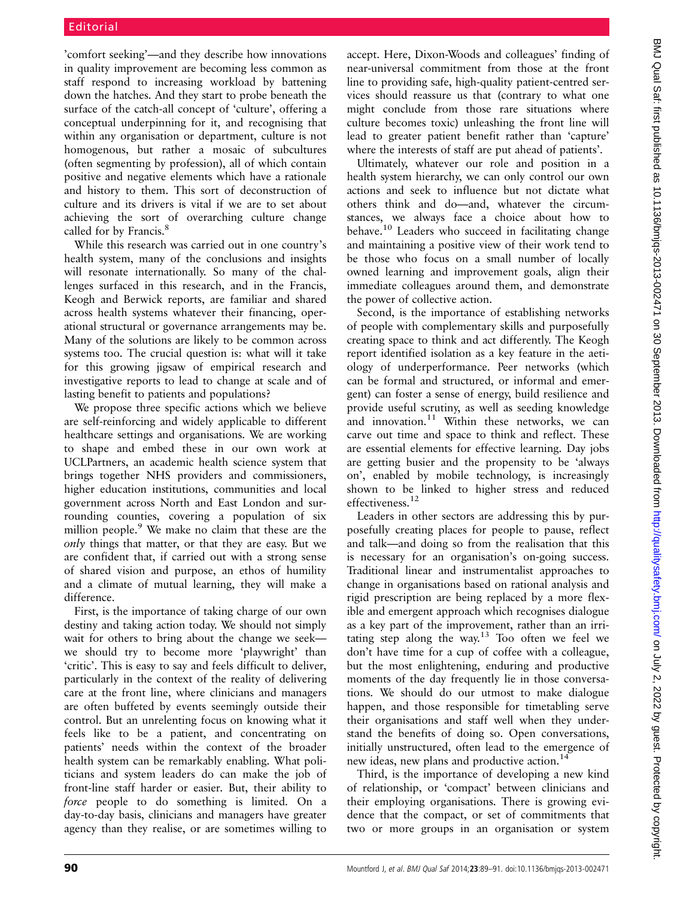'comfort seeking'—and they describe how innovations in quality improvement are becoming less common as staff respond to increasing workload by battening down the hatches. And they start to probe beneath the surface of the catch-all concept of 'culture', offering a conceptual underpinning for it, and recognising that within any organisation or department, culture is not homogenous, but rather a mosaic of subcultures (often segmenting by profession), all of which contain positive and negative elements which have a rationale and history to them. This sort of deconstruction of culture and its drivers is vital if we are to set about achieving the sort of overarching culture change called for by Francis.[8]

While this research was carried out in one country's health system, many of the conclusions and insights will resonate internationally. So many of the challenges surfaced in this research, and in the Francis, Keogh and Berwick reports, are familiar and shared across health systems whatever their financing, operational structural or governance arrangements may be. Many of the solutions are likely to be common across systems too. The crucial question is: what will it take for this growing jigsaw of empirical research and investigative reports to lead to change at scale and of lasting benefit to patients and populations?

We propose three specific actions which we believe are self-reinforcing and widely applicable to different healthcare settings and organisations. We are working to shape and embed these in our own work at UCLPartners, an academic health science system that brings together NHS providers and commissioners, higher education institutions, communities and local government across North and East London and surrounding counties, covering a population of six million people.[9] We make no claim that these are the *only* things that matter, or that they are easy. But we are confident that, if carried out with a strong sense of shared vision and purpose, an ethos of humility and a climate of mutual learning, they will make a difference.

First, is the importance of taking charge of our own destiny and taking action today. We should not simply wait for others to bring about the change we seek—we should try to become more 'playwright' than 'critic'. This is easy to say and feels difficult to deliver, particularly in the context of the reality of delivering care at the front line, where clinicians and managers are often buffeted by events seemingly outside their control. But an unrelenting focus on knowing what it feels like to be a patient, and concentrating on patients' needs within the context of the broader health system can be remarkably enabling. What politicians and system leaders do can make the job of front-line staff harder or easier. But, their ability to *force* people to do something is limited. On a day-to-day basis, clinicians and managers have greater agency than they realise, or are sometimes willing to accept. Here, Dixon-Woods and colleagues' finding of near-universal commitment from those at the front line to providing safe, high-quality patient-centred services should reassure us that (contrary to what one might conclude from those rare situations where culture becomes toxic) unleashing the front line will lead to greater patient benefit rather than 'capture' where the interests of staff are put ahead of patients'.

Ultimately, whatever our role and position in a health system hierarchy, we can only control our own actions and seek to influence but not dictate what others think and do—and, whatever the circumstances, we always face a choice about how to behave.[10] Leaders who succeed in facilitating change and maintaining a positive view of their work tend to be those who focus on a small number of locally owned learning and improvement goals, align their immediate colleagues around them, and demonstrate the power of collective action.

Second, is the importance of establishing networks of people with complementary skills and purposefully creating space to think and act differently. The Keogh report identified isolation as a key feature in the aetiology of underperformance. Peer networks (which can be formal and structured, or informal and emergent) can foster a sense of energy, build resilience and provide useful scrutiny, as well as seeding knowledge and innovation.[11] Within these networks, we can carve out time and space to think and reflect. These are essential elements for effective learning. Day jobs are getting busier and the propensity to be 'always on', enabled by mobile technology, is increasingly shown to be linked to higher stress and reduced effectiveness.[12]

Leaders in other sectors are addressing this by purposefully creating places for people to pause, reflect and talk—and doing so from the realisation that this is necessary for an organisation's on-going success. Traditional linear and instrumentalist approaches to change in organisations based on rational analysis and rigid prescription are being replaced by a more flexible and emergent approach which recognises dialogue as a key part of the improvement, rather than an irritating step along the way.[13] Too often we feel we don't have time for a cup of coffee with a colleague, but the most enlightening, enduring and productive moments of the day frequently lie in those conversations. We should do our utmost to make dialogue happen, and those responsible for timetabling serve their organisations and staff well when they understand the benefits of doing so. Open conversations, initially unstructured, often lead to the emergence of new ideas, new plans and productive action.[14]

Third, is the importance of developing a new kind of relationship, or 'compact' between clinicians and their employing organisations. There is growing evidence that the compact, or set of commitments that two or more groups in an organisation or system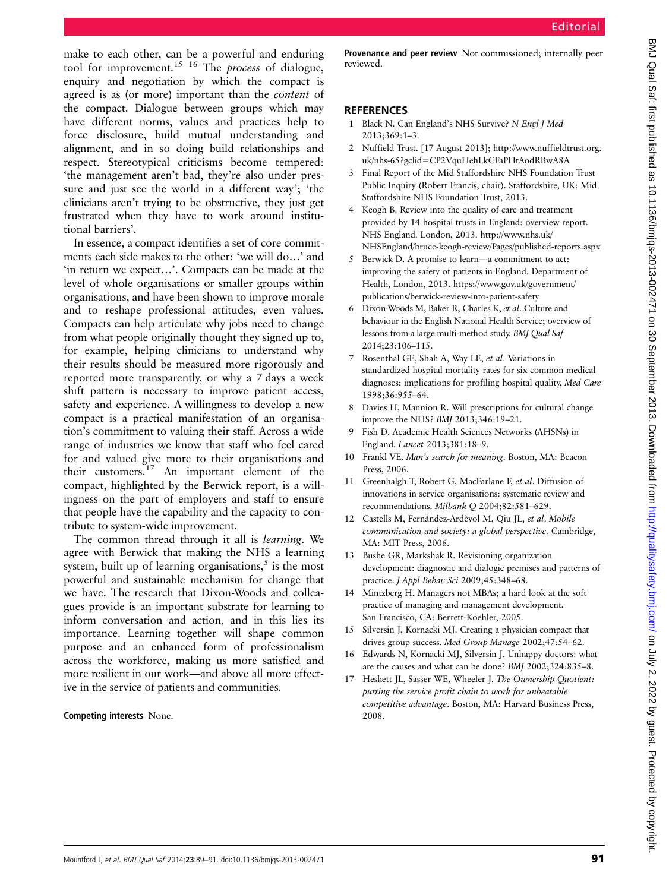make to each other, can be a powerful and enduring tool for improvement.[15 16] The *process* of dialogue, enquiry and negotiation by which the compact is agreed is as (or more) important than the *content* of the compact. Dialogue between groups which may have different norms, values and practices help to force disclosure, build mutual understanding and alignment, and in so doing build relationships and respect. Stereotypical criticisms become tempered: 'the management aren't bad, they're also under pressure and just see the world in a different way'; 'the clinicians aren't trying to be obstructive, they just get frustrated when they have to work around institutional barriers'.

In essence, a compact identifies a set of core commitments each side makes to the other: 'we will do…' and 'in return we expect…'. Compacts can be made at the level of whole organisations or smaller groups within organisations, and have been shown to improve morale and to reshape professional attitudes, even values. Compacts can help articulate why jobs need to change from what people originally thought they signed up to, for example, helping clinicians to understand why their results should be measured more rigorously and reported more transparently, or why a 7 days a week shift pattern is necessary to improve patient access, safety and experience. A willingness to develop a new compact is a practical manifestation of an organisation's commitment to valuing their staff. Across a wide range of industries we know that staff who feel cared for and valued give more to their organisations and their customers.[17] An important element of the compact, highlighted by the Berwick report, is a willingness on the part of employers and staff to ensure that people have the capability and the capacity to contribute to system-wide improvement.

The common thread through it all is *learning*. We agree with Berwick that making the NHS a learning system, built up of learning organisations,[5] is the most powerful and sustainable mechanism for change that we have. The research that Dixon-Woods and colleagues provide is an important substrate for learning to inform conversation and action, and in this lies its importance. Learning together will shape common purpose and an enhanced form of professionalism across the workforce, making us more satisfied and more resilient in our work—and above all more effective in the service of patients and communities.

**Competing interests** None.

**Provenance and peer review** Not commissioned; internally peer reviewed.

## REFERENCES

1. Black N. Can England's NHS Survive? *N Engl J Med* 2013;369:1–3.
2. Nuffield Trust. [17 August 2013]; http://www.nuffieldtrust.org.uk/nhs-65?gclid=CP2VquHehLkCFaPHtAodRBwA8A
3. Final Report of the Mid Staffordshire NHS Foundation Trust Public Inquiry (Robert Francis, chair). Staffordshire, UK: Mid Staffordshire NHS Foundation Trust, 2013.
4. Keogh B. Review into the quality of care and treatment provided by 14 hospital trusts in England: overview report. NHS England. London, 2013. http://www.nhs.uk/NHSEngland/bruce-keogh-review/Pages/published-reports.aspx
5. Berwick D. A promise to learn—a commitment to act: improving the safety of patients in England. Department of Health, London, 2013. https://www.gov.uk/government/publications/berwick-review-into-patient-safety
6. Dixon-Woods M, Baker R, Charles K, *et al*. Culture and behaviour in the English National Health Service; overview of lessons from a large multi-method study. *BMJ Qual Saf* 2014;23:106–115.
7. Rosenthal GE, Shah A, Way LE, *et al*. Variations in standardized hospital mortality rates for six common medical diagnoses: implications for profiling hospital quality. *Med Care* 1998;36:955–64.
8. Davies H, Mannion R. Will prescriptions for cultural change improve the NHS? *BMJ* 2013;346:19–21.
9. Fish D. Academic Health Sciences Networks (AHSNs) in England. *Lancet* 2013;381:18–9.
10. Frankl VE. *Man's search for meaning*. Boston, MA: Beacon Press, 2006.
11. Greenhalgh T, Robert G, MacFarlane F, *et al*. Diffusion of innovations in service organisations: systematic review and recommendations. *Milbank Q* 2004;82:581–629.
12. Castells M, Fernández-Ardèvol M, Qiu JL, *et al*. *Mobile communication and society: a global perspective*. Cambridge, MA: MIT Press, 2006.
13. Bushe GR, Markshak R. Revisioning organization development: diagnostic and dialogic premises and patterns of practice. *J Appl Behav Sci* 2009;45:348–68.
14. Mintzberg H. Managers not MBAs; a hard look at the soft practice of managing and management development. San Francisco, CA: Berrett-Koehler, 2005.
15. Silversin J, Kornacki MJ. Creating a physician compact that drives group success. *Med Group Manage* 2002;47:54–62.
16. Edwards N, Kornacki MJ, Silversin J. Unhappy doctors: what are the causes and what can be done? *BMJ* 2002;324:835–8.
17. Heskett JL, Sasser WE, Wheeler J. *The Ownership Quotient: putting the service profit chain to work for unbeatable competitive advantage*. Boston, MA: Harvard Business Press, 2008.